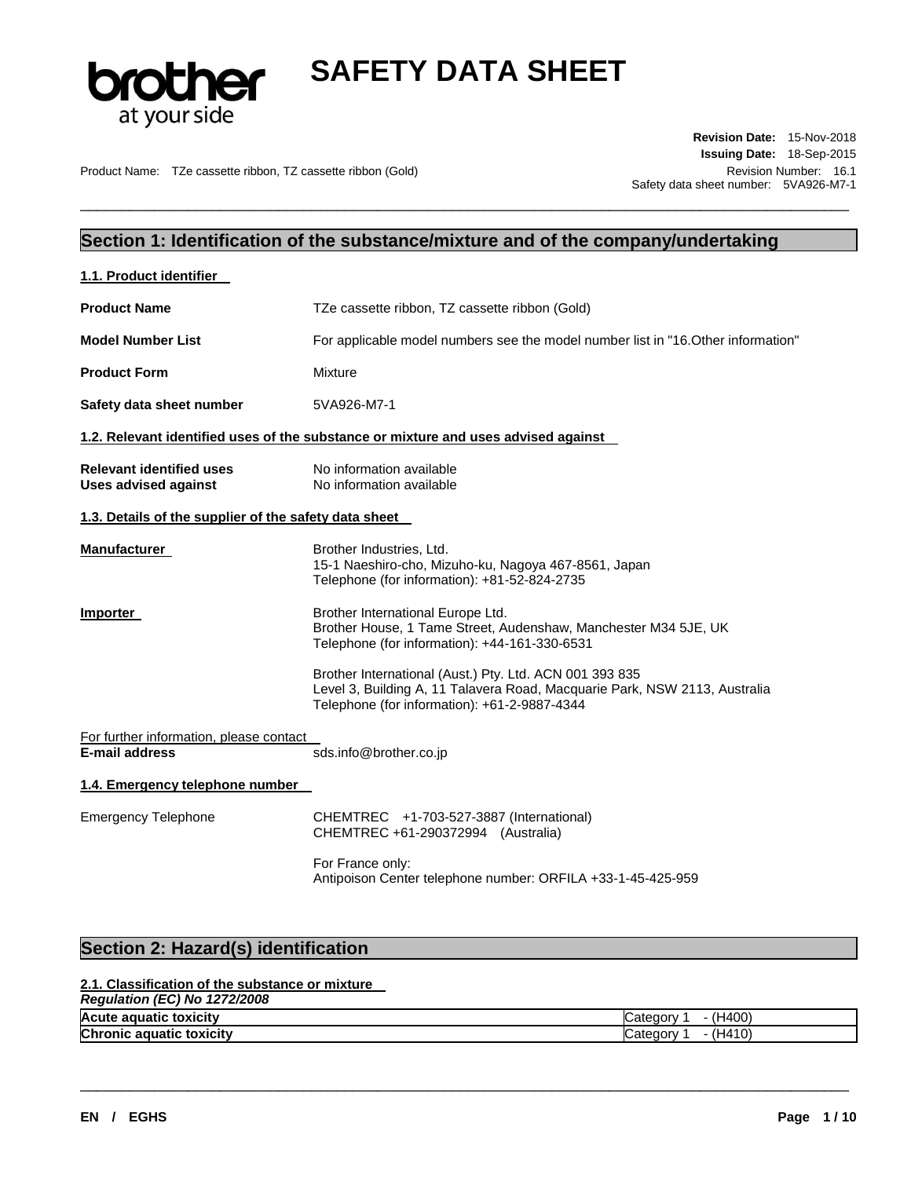# SAFETY DATA SHEET

**Revision Date:** 15-Nov-2018
**Issuing Date:** 18-Sep-2015
Revision Number: 16.1
Safety data sheet number: 5VA926-M7-1

Product Name: TZe cassette ribbon, TZ cassette ribbon (Gold)

## Section 1: Identification of the substance/mixture and of the company/undertaking

### 1.1. Product identifier

**Product Name** TZe cassette ribbon, TZ cassette ribbon (Gold)

**Model Number List** For applicable model numbers see the model number list in "16.Other information"

**Product Form** Mixture

**Safety data sheet number** 5VA926-M7-1

### 1.2. Relevant identified uses of the substance or mixture and uses advised against

**Relevant identified uses** No information available
**Uses advised against** No information available

### 1.3. Details of the supplier of the safety data sheet

**Manufacturer**
Brother Industries, Ltd.
15-1 Naeshiro-cho, Mizuho-ku, Nagoya 467-8561, Japan
Telephone (for information): +81-52-824-2735

**Importer**
Brother International Europe Ltd.
Brother House, 1 Tame Street, Audenshaw, Manchester M34 5JE, UK
Telephone (for information): +44-161-330-6531

Brother International (Aust.) Pty. Ltd. ACN 001 393 835
Level 3, Building A, 11 Talavera Road, Macquarie Park, NSW 2113, Australia
Telephone (for information): +61-2-9887-4344

For further information, please contact
**E-mail address** sds.info@brother.co.jp

### 1.4. Emergency telephone number

Emergency Telephone
CHEMTREC +1-703-527-3887 (International)
CHEMTREC +61-290372994 (Australia)

For France only:
Antipoison Center telephone number: ORFILA +33-1-45-425-959

## Section 2: Hazard(s) identification

### 2.1. Classification of the substance or mixture

*Regulation (EC) No 1272/2008*

| | |
|---|---|
| **Acute aquatic toxicity** | Category 1 - (H400) |
| **Chronic aquatic toxicity** | Category 1 - (H410) |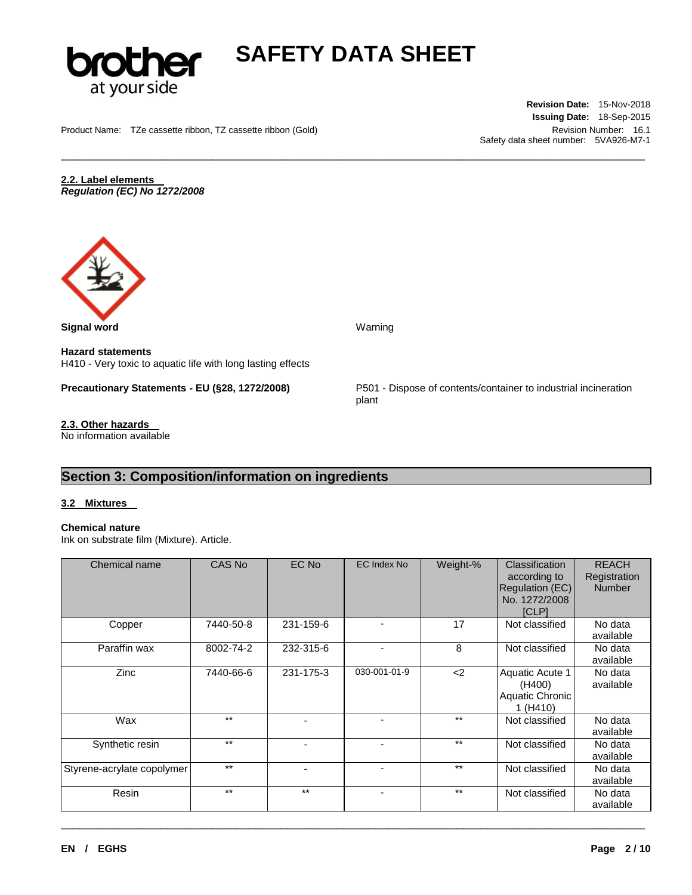## 2.2. Label elements

***Regulation (EC) No 1272/2008***

**Signal word** Warning

**Hazard statements**
H410 - Very toxic to aquatic life with long lasting effects

**Precautionary Statements - EU (§28, 1272/2008)** P501 - Dispose of contents/container to industrial incineration plant

## 2.3. Other hazards

No information available

# Section 3: Composition/information on ingredients

## 3.2 Mixtures

**Chemical nature**
Ink on substrate film (Mixture). Article.

| Chemical name | CAS No | EC No | EC Index No | Weight-% | Classification according to Regulation (EC) No. 1272/2008 [CLP] | REACH Registration Number |
|---|---|---|---|---|---|---|
| Copper | 7440-50-8 | 231-159-6 | - | 17 | Not classified | No data available |
| Paraffin wax | 8002-74-2 | 232-315-6 | - | 8 | Not classified | No data available |
| Zinc | 7440-66-6 | 231-175-3 | 030-001-01-9 | <2 | Aquatic Acute 1 (H400) Aquatic Chronic 1 (H410) | No data available |
| Wax | ** | - | - | ** | Not classified | No data available |
| Synthetic resin | ** | - | - | ** | Not classified | No data available |
| Styrene-acrylate copolymer | ** | - | - | ** | Not classified | No data available |
| Resin | ** | ** | - | ** | Not classified | No data available |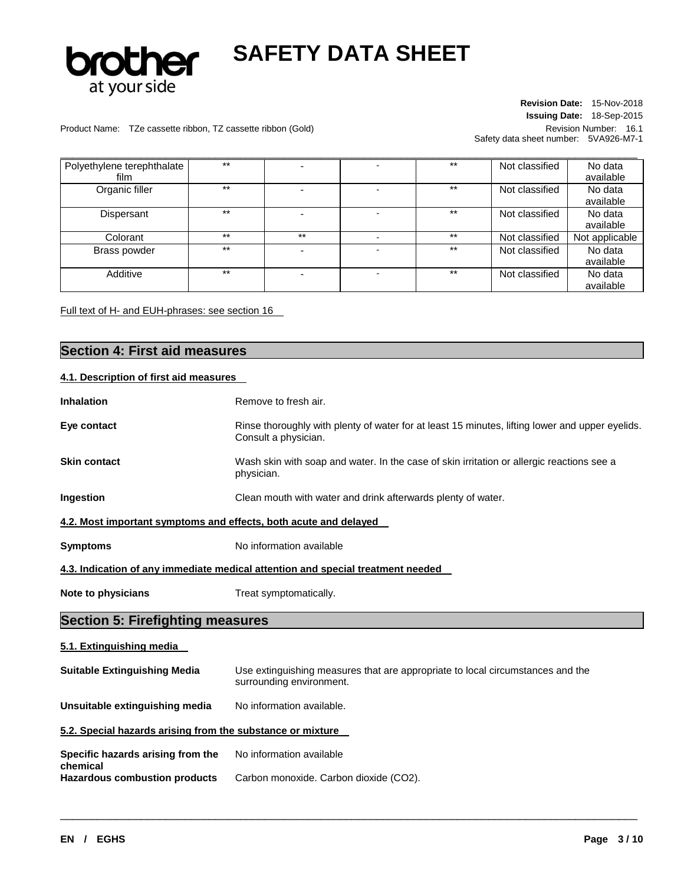| | | | | | | |
|---|---|---|---|---|---|---|
| Polyethylene terephthalate film | ** | - | - | ** | Not classified | No data available |
| Organic filler | ** | - | - | ** | Not classified | No data available |
| Dispersant | ** | - | - | ** | Not classified | No data available |
| Colorant | ** | ** | - | ** | Not classified | Not applicable |
| Brass powder | ** | - | - | ** | Not classified | No data available |
| Additive | ** | - | - | ** | Not classified | No data available |

Full text of H- and EUH-phrases: see section 16

## Section 4: First aid measures

### 4.1. Description of first aid measures

**Inhalation** Remove to fresh air.

**Eye contact** Rinse thoroughly with plenty of water for at least 15 minutes, lifting lower and upper eyelids. Consult a physician.

**Skin contact** Wash skin with soap and water. In the case of skin irritation or allergic reactions see a physician.

**Ingestion** Clean mouth with water and drink afterwards plenty of water.

### 4.2. Most important symptoms and effects, both acute and delayed

**Symptoms** No information available

### 4.3. Indication of any immediate medical attention and special treatment needed

**Note to physicians** Treat symptomatically.

## Section 5: Firefighting measures

### 5.1. Extinguishing media

**Suitable Extinguishing Media** Use extinguishing measures that are appropriate to local circumstances and the surrounding environment.

**Unsuitable extinguishing media** No information available.

### 5.2. Special hazards arising from the substance or mixture

**Specific hazards arising from the chemical** No information available

**Hazardous combustion products** Carbon monoxide. Carbon dioxide ($CO_2$).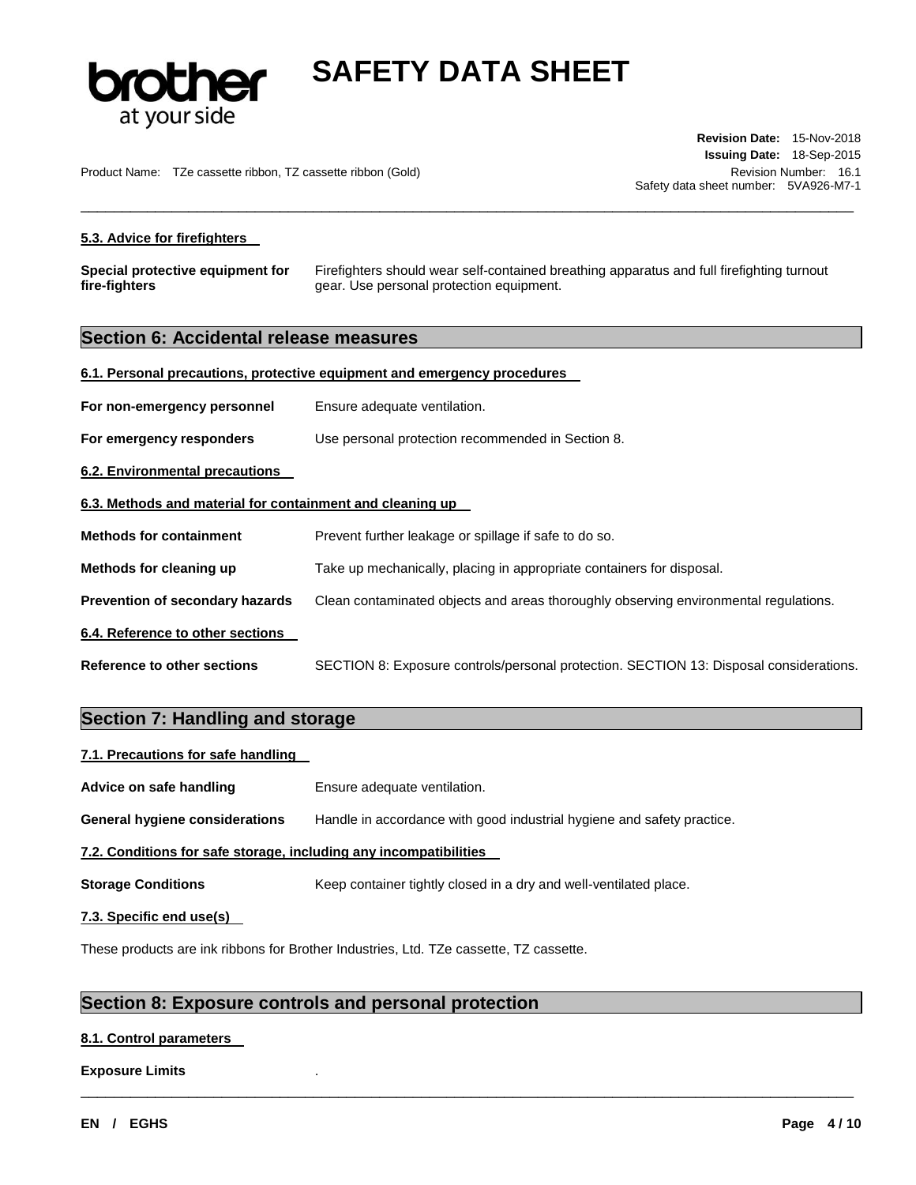#### 5.3. Advice for firefighters

**Special protective equipment for fire-fighters** Firefighters should wear self-contained breathing apparatus and full firefighting turnout gear. Use personal protection equipment.

## Section 6: Accidental release measures

#### 6.1. Personal precautions, protective equipment and emergency procedures

**For non-emergency personnel** Ensure adequate ventilation.

**For emergency responders** Use personal protection recommended in Section 8.

#### 6.2. Environmental precautions

#### 6.3. Methods and material for containment and cleaning up

**Methods for containment** Prevent further leakage or spillage if safe to do so.

**Methods for cleaning up** Take up mechanically, placing in appropriate containers for disposal.

**Prevention of secondary hazards** Clean contaminated objects and areas thoroughly observing environmental regulations.

#### 6.4. Reference to other sections

**Reference to other sections** SECTION 8: Exposure controls/personal protection. SECTION 13: Disposal considerations.

## Section 7: Handling and storage

#### 7.1. Precautions for safe handling

**Advice on safe handling** Ensure adequate ventilation.

**General hygiene considerations** Handle in accordance with good industrial hygiene and safety practice.

#### 7.2. Conditions for safe storage, including any incompatibilities

**Storage Conditions** Keep container tightly closed in a dry and well-ventilated place.

#### 7.3. Specific end use(s)

These products are ink ribbons for Brother Industries, Ltd. TZe cassette, TZ cassette.

## Section 8: Exposure controls and personal protection

#### 8.1. Control parameters

**Exposure Limits** .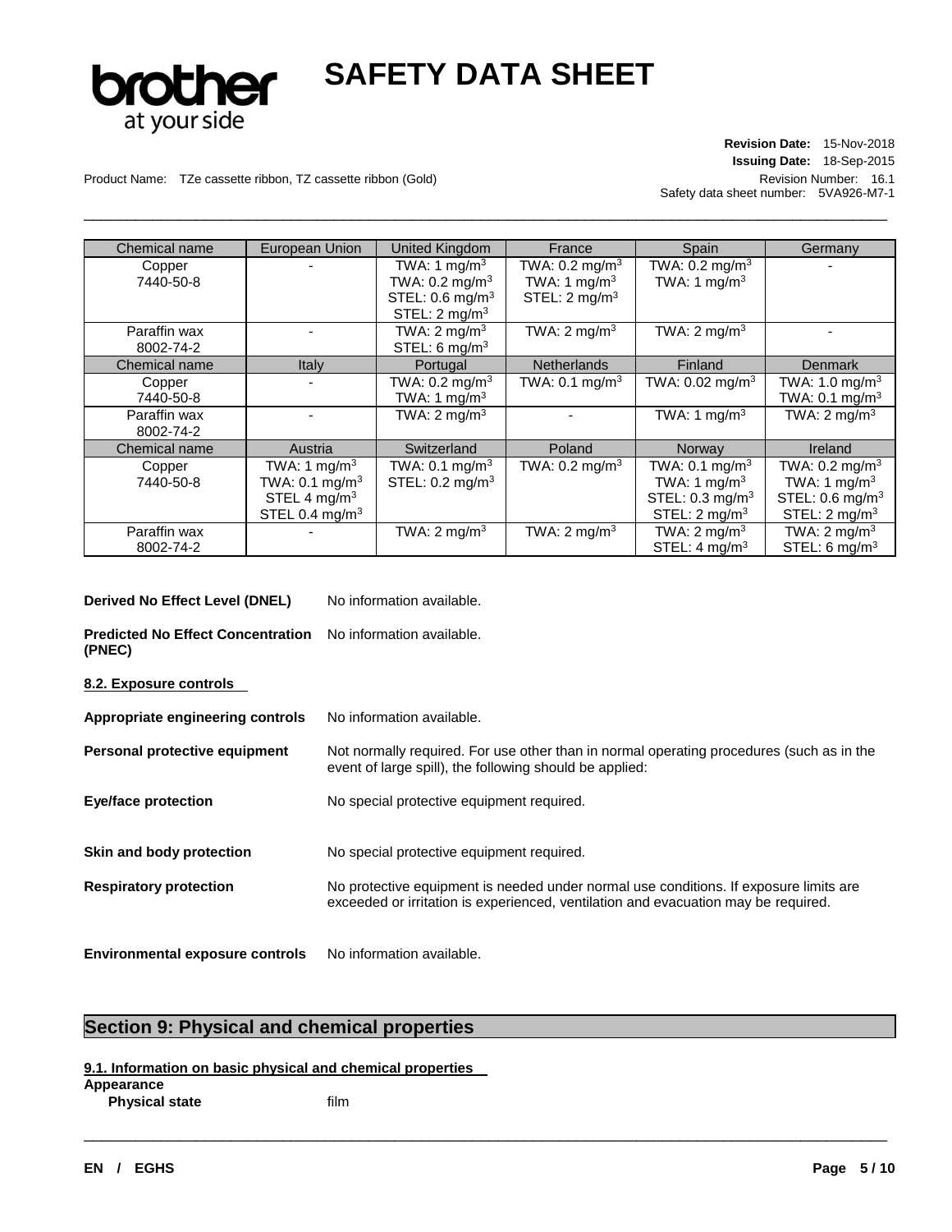| Chemical name | European Union | United Kingdom | France | Spain | Germany |
|---|---|---|---|---|---|
| Copper 7440-50-8 | - | TWA: 1 mg/m$^3$ TWA: 0.2 mg/m$^3$ STEL: 0.6 mg/m$^3$ STEL: 2 mg/m$^3$ | TWA: 0.2 mg/m$^3$ TWA: 1 mg/m$^3$ STEL: 2 mg/m$^3$ | TWA: 0.2 mg/m$^3$ TWA: 1 mg/m$^3$ | - |
| Paraffin wax 8002-74-2 | - | TWA: 2 mg/m$^3$ STEL: 6 mg/m$^3$ | TWA: 2 mg/m$^3$ | TWA: 2 mg/m$^3$ | - |
| **Chemical name** | **Italy** | **Portugal** | **Netherlands** | **Finland** | **Denmark** |
| Copper 7440-50-8 | - | TWA: 0.2 mg/m$^3$ TWA: 1 mg/m$^3$ | TWA: 0.1 mg/m$^3$ | TWA: 0.02 mg/m$^3$ | TWA: 1.0 mg/m$^3$ TWA: 0.1 mg/m$^3$ |
| Paraffin wax 8002-74-2 | - | TWA: 2 mg/m$^3$ | - | TWA: 1 mg/m$^3$ | TWA: 2 mg/m$^3$ |
| **Chemical name** | **Austria** | **Switzerland** | **Poland** | **Norway** | **Ireland** |
| Copper 7440-50-8 | TWA: 1 mg/m$^3$ TWA: 0.1 mg/m$^3$ STEL 4 mg/m$^3$ STEL 0.4 mg/m$^3$ | TWA: 0.1 mg/m$^3$ STEL: 0.2 mg/m$^3$ | TWA: 0.2 mg/m$^3$ | TWA: 0.1 mg/m$^3$ TWA: 1 mg/m$^3$ STEL: 0.3 mg/m$^3$ STEL: 2 mg/m$^3$ | TWA: 0.2 mg/m$^3$ TWA: 1 mg/m$^3$ STEL: 0.6 mg/m$^3$ STEL: 2 mg/m$^3$ |
| Paraffin wax 8002-74-2 | - | TWA: 2 mg/m$^3$ | TWA: 2 mg/m$^3$ | TWA: 2 mg/m$^3$ STEL: 4 mg/m$^3$ | TWA: 2 mg/m$^3$ STEL: 6 mg/m$^3$ |

**Derived No Effect Level (DNEL)** No information available.

**Predicted No Effect Concentration (PNEC)** No information available.

**8.2. Exposure controls**

**Appropriate engineering controls** No information available.

**Personal protective equipment** Not normally required. For use other than in normal operating procedures (such as in the event of large spill), the following should be applied:

**Eye/face protection** No special protective equipment required.

**Skin and body protection** No special protective equipment required.

**Respiratory protection** No protective equipment is needed under normal use conditions. If exposure limits are exceeded or irritation is experienced, ventilation and evacuation may be required.

**Environmental exposure controls** No information available.

## Section 9: Physical and chemical properties

**9.1. Information on basic physical and chemical properties**

**Appearance**

**Physical state** film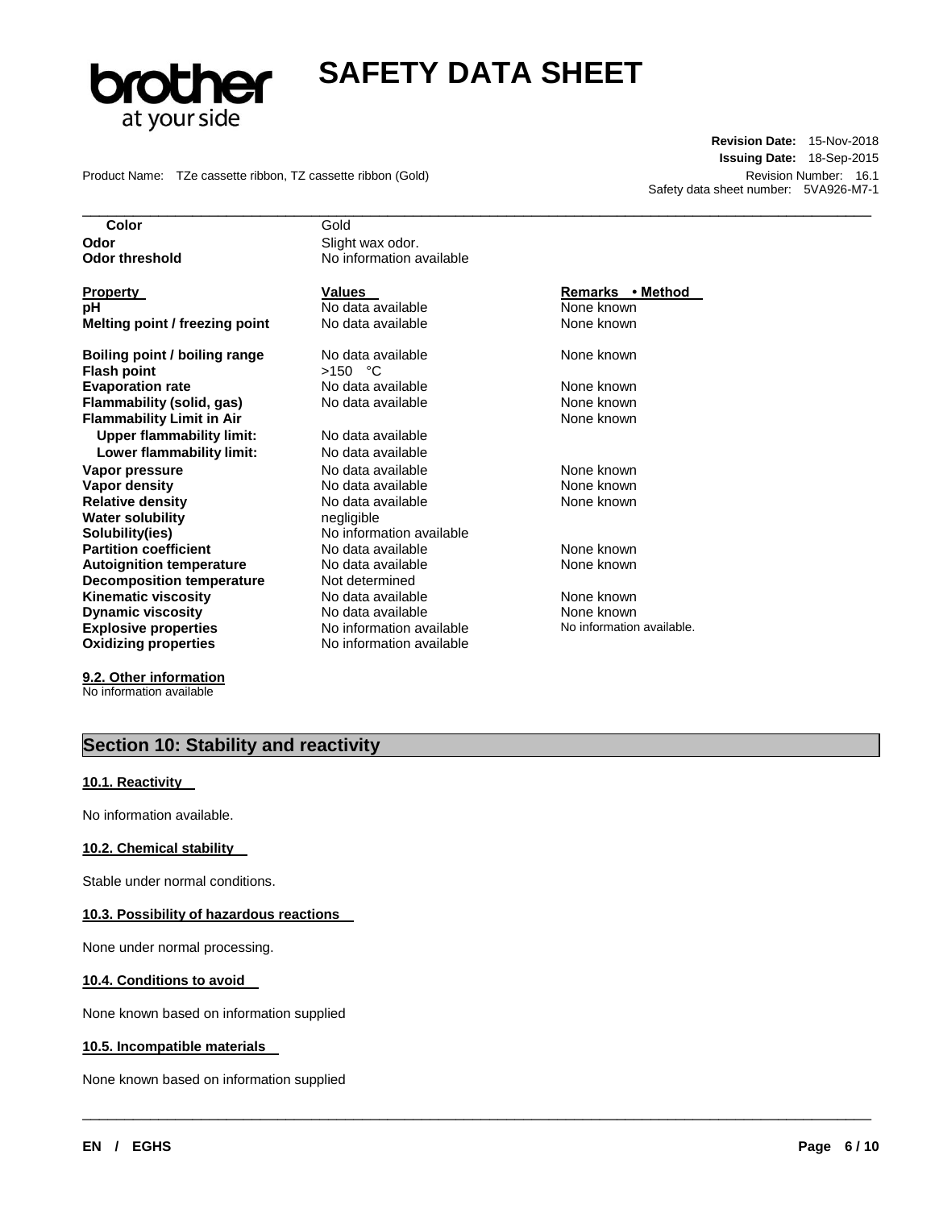| | | |
|---|---|---|
| **Color** | Gold | |
| **Odor** | Slight wax odor. | |
| **Odor threshold** | No information available | |

| **Property** | **Values** | **Remarks • Method** |
|---|---|---|
| **pH** | No data available | None known |
| **Melting point / freezing point** | No data available | None known |
| **Boiling point / boiling range** | No data available | None known |
| **Flash point** | >150 °C | |
| **Evaporation rate** | No data available | None known |
| **Flammability (solid, gas)** | No data available | None known |
| **Flammability Limit in Air** | | None known |
| **Upper flammability limit:** | No data available | |
| **Lower flammability limit:** | No data available | |
| **Vapor pressure** | No data available | None known |
| **Vapor density** | No data available | None known |
| **Relative density** | No data available | None known |
| **Water solubility** | negligible | |
| **Solubility(ies)** | No information available | |
| **Partition coefficient** | No data available | None known |
| **Autoignition temperature** | No data available | None known |
| **Decomposition temperature** | Not determined | |
| **Kinematic viscosity** | No data available | None known |
| **Dynamic viscosity** | No data available | None known |
| **Explosive properties** | No information available | No information available. |
| **Oxidizing properties** | No information available | |

**9.2. Other information**

No information available

## Section 10: Stability and reactivity

**10.1. Reactivity**

No information available.

**10.2. Chemical stability**

Stable under normal conditions.

**10.3. Possibility of hazardous reactions**

None under normal processing.

**10.4. Conditions to avoid**

None known based on information supplied

**10.5. Incompatible materials**

None known based on information supplied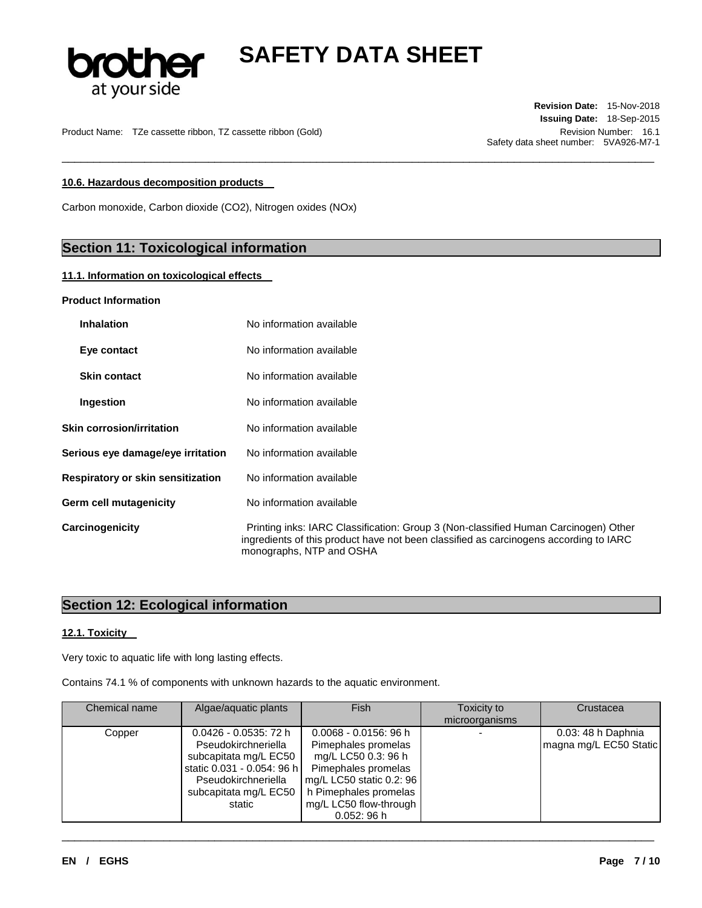#### 10.6. Hazardous decomposition products

Carbon monoxide, Carbon dioxide ($CO_2$), Nitrogen oxides ($NO_x$)

## Section 11: Toxicological information

#### 11.1. Information on toxicological effects

**Product Information**

| | |
|---|---|
| **Inhalation** | No information available |
| **Eye contact** | No information available |
| **Skin contact** | No information available |
| **Ingestion** | No information available |
| **Skin corrosion/irritation** | No information available |
| **Serious eye damage/eye irritation** | No information available |
| **Respiratory or skin sensitization** | No information available |
| **Germ cell mutagenicity** | No information available |
| **Carcinogenicity** | Printing inks: IARC Classification: Group 3 (Non-classified Human Carcinogen) Other ingredients of this product have not been classified as carcinogens according to IARC monographs, NTP and OSHA |

## Section 12: Ecological information

#### 12.1. Toxicity

Very toxic to aquatic life with long lasting effects.

Contains 74.1 % of components with unknown hazards to the aquatic environment.

| Chemical name | Algae/aquatic plants | Fish | Toxicity to microorganisms | Crustacea |
|---|---|---|---|---|
| Copper | 0.0426 - 0.0535: 72 h Pseudokirchneriella subcapitata mg/L EC50 static 0.031 - 0.054: 96 h Pseudokirchneriella subcapitata mg/L EC50 static | 0.0068 - 0.0156: 96 h Pimephales promelas mg/L LC50 0.3: 96 h Pimephales promelas mg/L LC50 static 0.2: 96 h Pimephales promelas mg/L LC50 flow-through 0.052: 96 h | - | 0.03: 48 h Daphnia magna mg/L EC50 Static |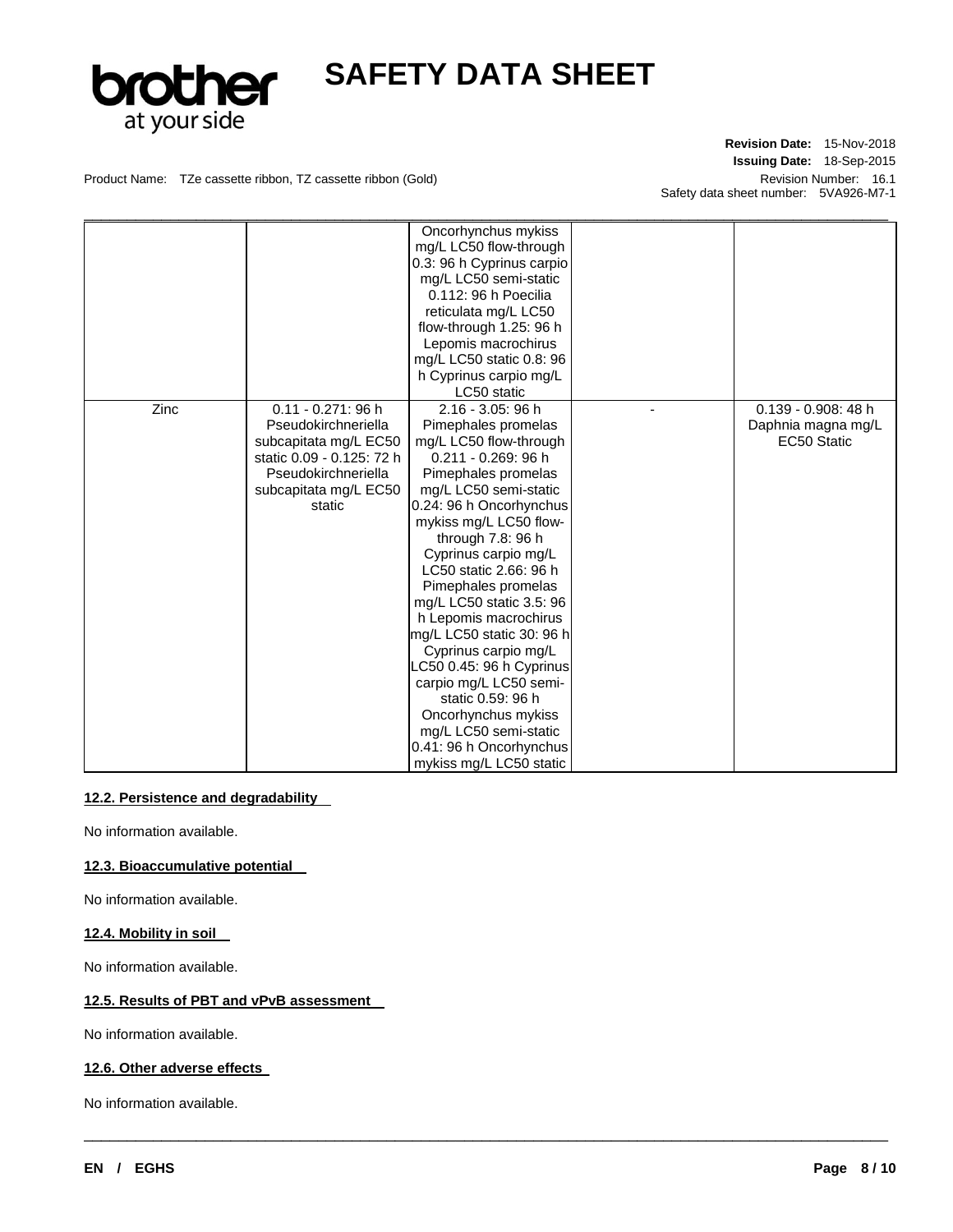| | | Oncorhynchus mykiss mg/L LC50 flow-through 0.3: 96 h Cyprinus carpio mg/L LC50 semi-static 0.112: 96 h Poecilia reticulata mg/L LC50 flow-through 1.25: 96 h Lepomis macrochirus mg/L LC50 static 0.8: 96 h Cyprinus carpio mg/L LC50 static | | |
|---|---|---|---|---|
| Zinc | 0.11 - 0.271: 96 h Pseudokirchneriella subcapitata mg/L EC50 static 0.09 - 0.125: 72 h Pseudokirchneriella subcapitata mg/L EC50 static | 2.16 - 3.05: 96 h Pimephales promelas mg/L LC50 flow-through 0.211 - 0.269: 96 h Pimephales promelas mg/L LC50 semi-static 0.24: 96 h Oncorhynchus mykiss mg/L LC50 flow-through 7.8: 96 h Cyprinus carpio mg/L LC50 static 2.66: 96 h Pimephales promelas mg/L LC50 static 3.5: 96 h Lepomis macrochirus mg/L LC50 static 30: 96 h Cyprinus carpio mg/L LC50 0.45: 96 h Cyprinus carpio mg/L LC50 semi-static 0.59: 96 h Oncorhynchus mykiss mg/L LC50 semi-static 0.41: 96 h Oncorhynchus mykiss mg/L LC50 static | - | 0.139 - 0.908: 48 h Daphnia magna mg/L EC50 Static |

**12.2. Persistence and degradability**

No information available.

**12.3. Bioaccumulative potential**

No information available.

**12.4. Mobility in soil**

No information available.

**12.5. Results of PBT and vPvB assessment**

No information available.

**12.6. Other adverse effects**

No information available.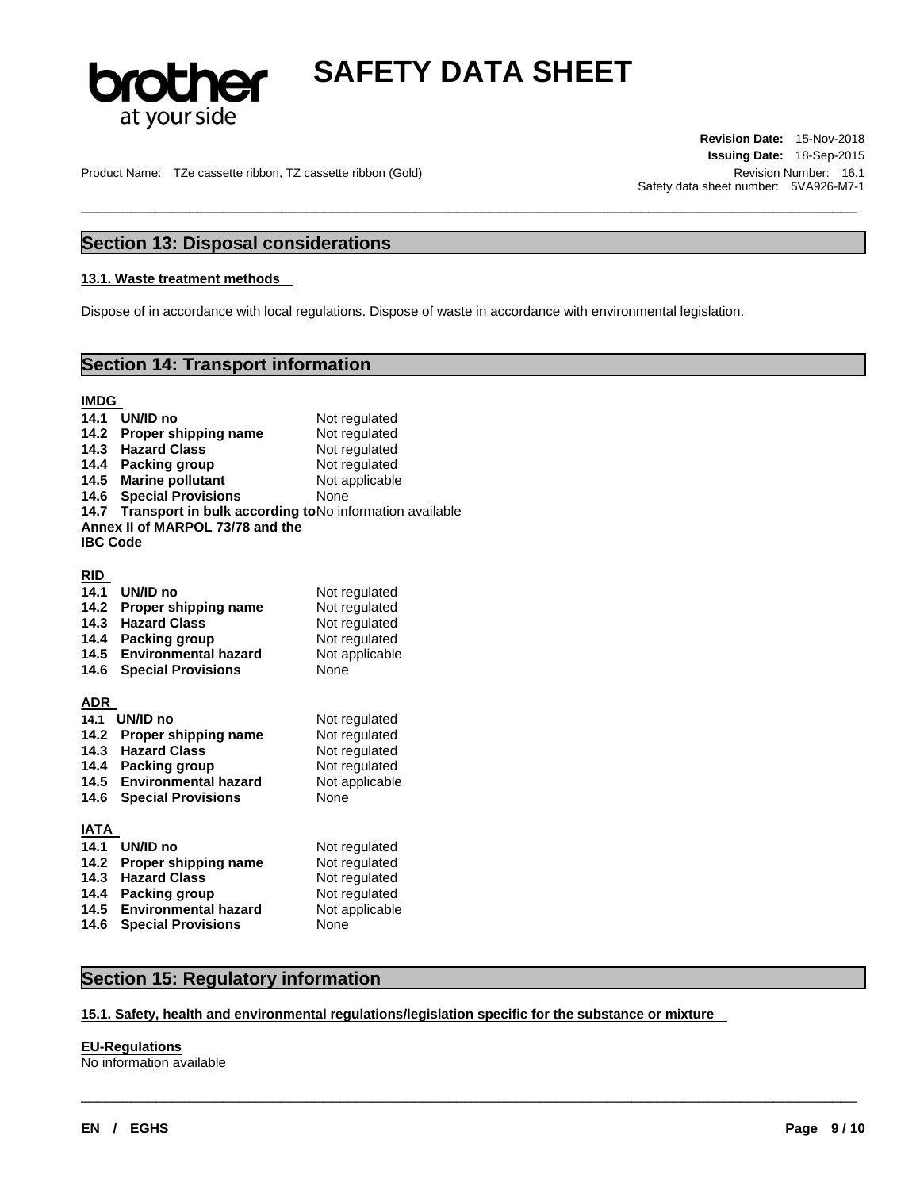## Section 13: Disposal considerations

### 13.1. Waste treatment methods

Dispose of in accordance with local regulations. Dispose of waste in accordance with environmental legislation.

## Section 14: Transport information

**IMDG**

| | |
|---|---|
| **14.1 UN/ID no** | Not regulated |
| **14.2 Proper shipping name** | Not regulated |
| **14.3 Hazard Class** | Not regulated |
| **14.4 Packing group** | Not regulated |
| **14.5 Marine pollutant** | Not applicable |
| **14.6 Special Provisions** | None |
| **14.7 Transport in bulk according to Annex II of MARPOL 73/78 and the IBC Code** | No information available |

**RID**

| | |
|---|---|
| **14.1 UN/ID no** | Not regulated |
| **14.2 Proper shipping name** | Not regulated |
| **14.3 Hazard Class** | Not regulated |
| **14.4 Packing group** | Not regulated |
| **14.5 Environmental hazard** | Not applicable |
| **14.6 Special Provisions** | None |

**ADR**

| | |
|---|---|
| **14.1 UN/ID no** | Not regulated |
| **14.2 Proper shipping name** | Not regulated |
| **14.3 Hazard Class** | Not regulated |
| **14.4 Packing group** | Not regulated |
| **14.5 Environmental hazard** | Not applicable |
| **14.6 Special Provisions** | None |

**IATA**

| | |
|---|---|
| **14.1 UN/ID no** | Not regulated |
| **14.2 Proper shipping name** | Not regulated |
| **14.3 Hazard Class** | Not regulated |
| **14.4 Packing group** | Not regulated |
| **14.5 Environmental hazard** | Not applicable |
| **14.6 Special Provisions** | None |

## Section 15: Regulatory information

### 15.1. Safety, health and environmental regulations/legislation specific for the substance or mixture

**EU-Regulations**

No information available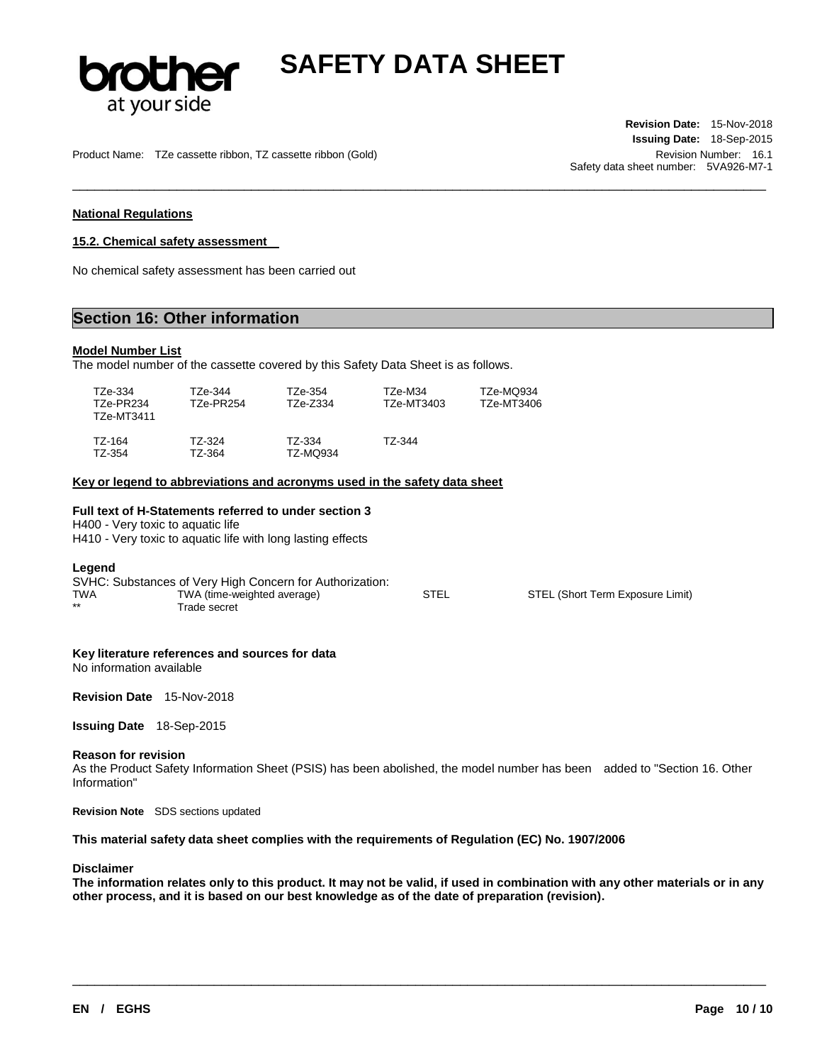**National Regulations**

**15.2. Chemical safety assessment**

No chemical safety assessment has been carried out

## Section 16: Other information

**Model Number List**

The model number of the cassette covered by this Safety Data Sheet is as follows.

| | | | | |
|---|---|---|---|---|
| TZe-334 | TZe-344 | TZe-354 | TZe-M34 | TZe-MQ934 |
| TZe-PR234 | TZe-PR254 | TZe-Z334 | TZe-MT3403 | TZe-MT3406 |
| TZe-MT3411 | | | | |
| TZ-164 | TZ-324 | TZ-334 | TZ-344 | |
| TZ-354 | TZ-364 | TZ-MQ934 | | |

**Key or legend to abbreviations and acronyms used in the safety data sheet**

**Full text of H-Statements referred to under section 3**

H400 - Very toxic to aquatic life
H410 - Very toxic to aquatic life with long lasting effects

**Legend**

SVHC: Substances of Very High Concern for Authorization:

| | | | |
|---|---|---|---|
| TWA | TWA (time-weighted average) | STEL | STEL (Short Term Exposure Limit) |
| ** | Trade secret | | |

**Key literature references and sources for data**

No information available

**Revision Date** 15-Nov-2018

**Issuing Date** 18-Sep-2015

**Reason for revision**

As the Product Safety Information Sheet (PSIS) has been abolished, the model number has been added to "Section 16. Other Information"

**Revision Note** SDS sections updated

**This material safety data sheet complies with the requirements of Regulation (EC) No. 1907/2006**

**Disclaimer**

**The information relates only to this product. It may not be valid, if used in combination with any other materials or in any other process, and it is based on our best knowledge as of the date of preparation (revision).**